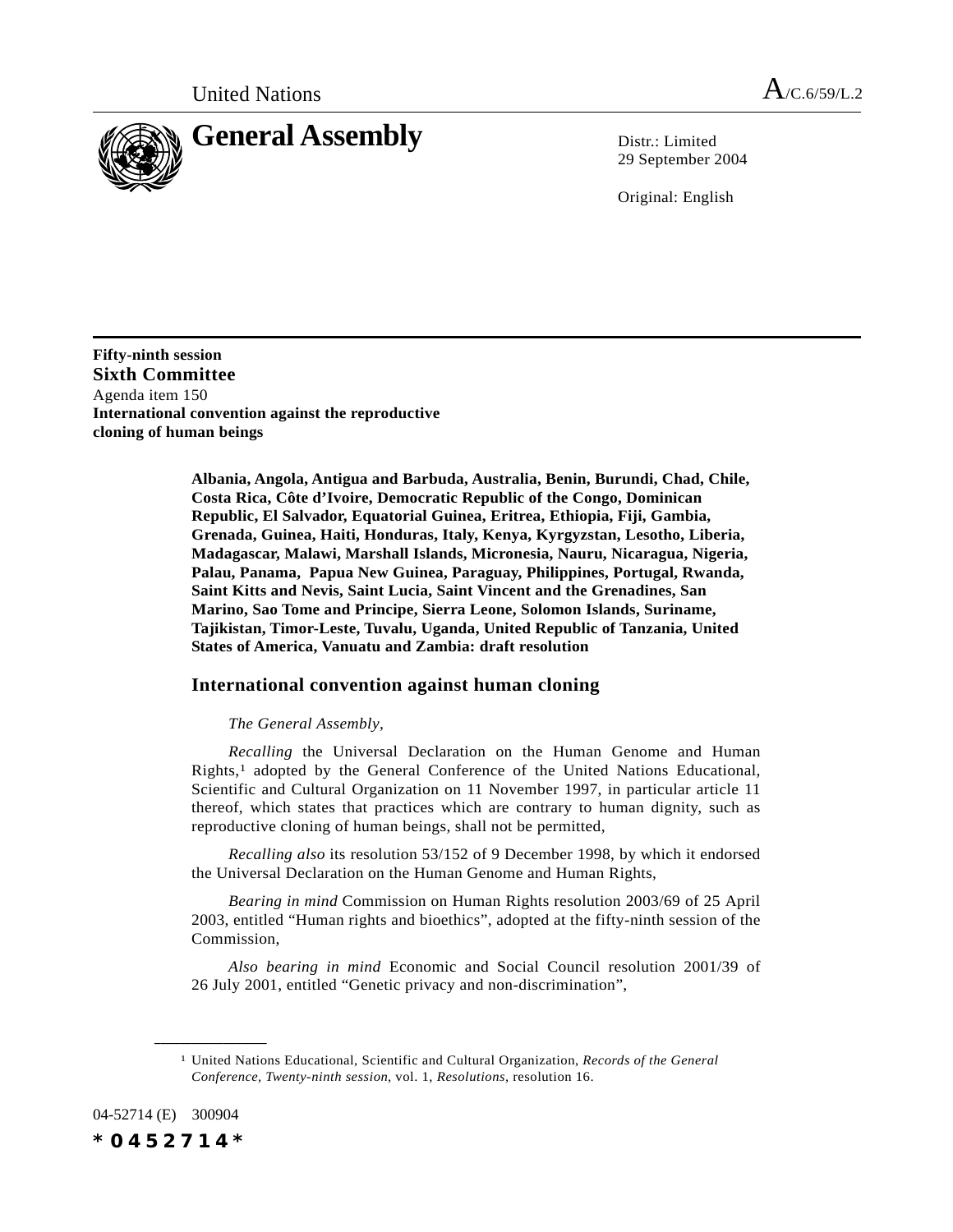United Nations A/C.6/59/L.2

# General Assembly

Distr.: Limited
29 September 2004

Original: English

**Fifty-ninth session**
**Sixth Committee**
Agenda item 150
**International convention against the reproductive cloning of human beings**

**Albania, Angola, Antigua and Barbuda, Australia, Benin, Burundi, Chad, Chile, Costa Rica, Côte d'Ivoire, Democratic Republic of the Congo, Dominican Republic, El Salvador, Equatorial Guinea, Eritrea, Ethiopia, Fiji, Gambia, Grenada, Guinea, Haiti, Honduras, Italy, Kenya, Kyrgyzstan, Lesotho, Liberia, Madagascar, Malawi, Marshall Islands, Micronesia, Nauru, Nicaragua, Nigeria, Palau, Panama, Papua New Guinea, Paraguay, Philippines, Portugal, Rwanda, Saint Kitts and Nevis, Saint Lucia, Saint Vincent and the Grenadines, San Marino, Sao Tome and Principe, Sierra Leone, Solomon Islands, Suriname, Tajikistan, Timor-Leste, Tuvalu, Uganda, United Republic of Tanzania, United States of America, Vanuatu and Zambia: draft resolution**

## International convention against human cloning

*The General Assembly*,

*Recalling* the Universal Declaration on the Human Genome and Human Rights,[1] adopted by the General Conference of the United Nations Educational, Scientific and Cultural Organization on 11 November 1997, in particular article 11 thereof, which states that practices which are contrary to human dignity, such as reproductive cloning of human beings, shall not be permitted,

*Recalling also* its resolution 53/152 of 9 December 1998, by which it endorsed the Universal Declaration on the Human Genome and Human Rights,

*Bearing in mind* Commission on Human Rights resolution 2003/69 of 25 April 2003, entitled "Human rights and bioethics", adopted at the fifty-ninth session of the Commission,

*Also bearing in mind* Economic and Social Council resolution 2001/39 of 26 July 2001, entitled "Genetic privacy and non-discrimination",

---

[1] United Nations Educational, Scientific and Cultural Organization, *Records of the General Conference, Twenty-ninth session*, vol. 1, *Resolutions*, resolution 16.

04-52714 (E) 300904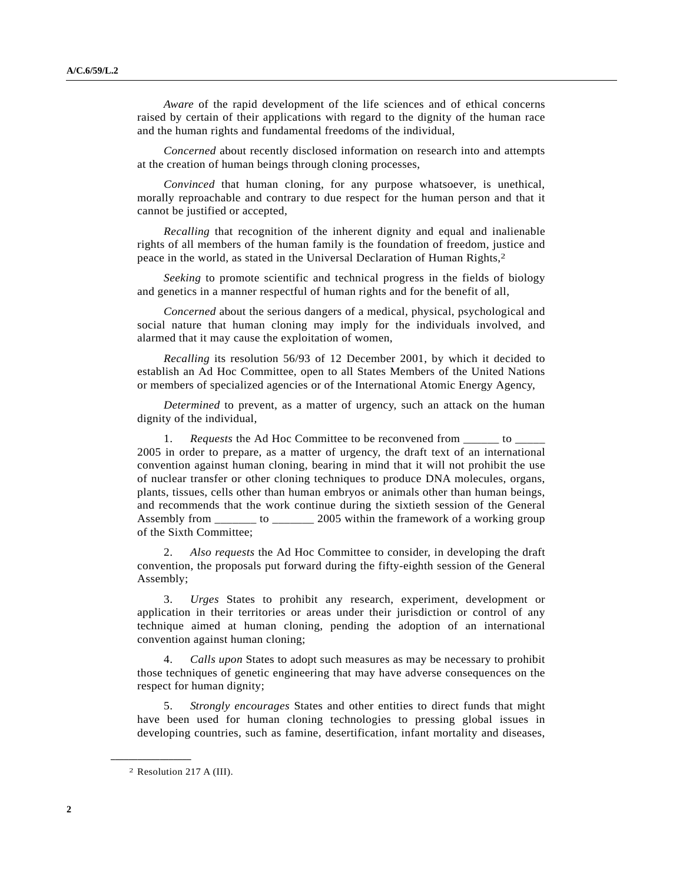*Aware* of the rapid development of the life sciences and of ethical concerns raised by certain of their applications with regard to the dignity of the human race and the human rights and fundamental freedoms of the individual,

*Concerned* about recently disclosed information on research into and attempts at the creation of human beings through cloning processes,

*Convinced* that human cloning, for any purpose whatsoever, is unethical, morally reproachable and contrary to due respect for the human person and that it cannot be justified or accepted,

*Recalling* that recognition of the inherent dignity and equal and inalienable rights of all members of the human family is the foundation of freedom, justice and peace in the world, as stated in the Universal Declaration of Human Rights,[2]

*Seeking* to promote scientific and technical progress in the fields of biology and genetics in a manner respectful of human rights and for the benefit of all,

*Concerned* about the serious dangers of a medical, physical, psychological and social nature that human cloning may imply for the individuals involved, and alarmed that it may cause the exploitation of women,

*Recalling* its resolution 56/93 of 12 December 2001, by which it decided to establish an Ad Hoc Committee, open to all States Members of the United Nations or members of specialized agencies or of the International Atomic Energy Agency,

*Determined* to prevent, as a matter of urgency, such an attack on the human dignity of the individual,

1. *Requests* the Ad Hoc Committee to be reconvened from ______ to _____ 2005 in order to prepare, as a matter of urgency, the draft text of an international convention against human cloning, bearing in mind that it will not prohibit the use of nuclear transfer or other cloning techniques to produce DNA molecules, organs, plants, tissues, cells other than human embryos or animals other than human beings, and recommends that the work continue during the sixtieth session of the General Assembly from _______ to _______ 2005 within the framework of a working group of the Sixth Committee;

2. *Also requests* the Ad Hoc Committee to consider, in developing the draft convention, the proposals put forward during the fifty-eighth session of the General Assembly;

3. *Urges* States to prohibit any research, experiment, development or application in their territories or areas under their jurisdiction or control of any technique aimed at human cloning, pending the adoption of an international convention against human cloning;

4. *Calls upon* States to adopt such measures as may be necessary to prohibit those techniques of genetic engineering that may have adverse consequences on the respect for human dignity;

5. *Strongly encourages* States and other entities to direct funds that might have been used for human cloning technologies to pressing global issues in developing countries, such as famine, desertification, infant mortality and diseases,

---

[2] Resolution 217 A (III).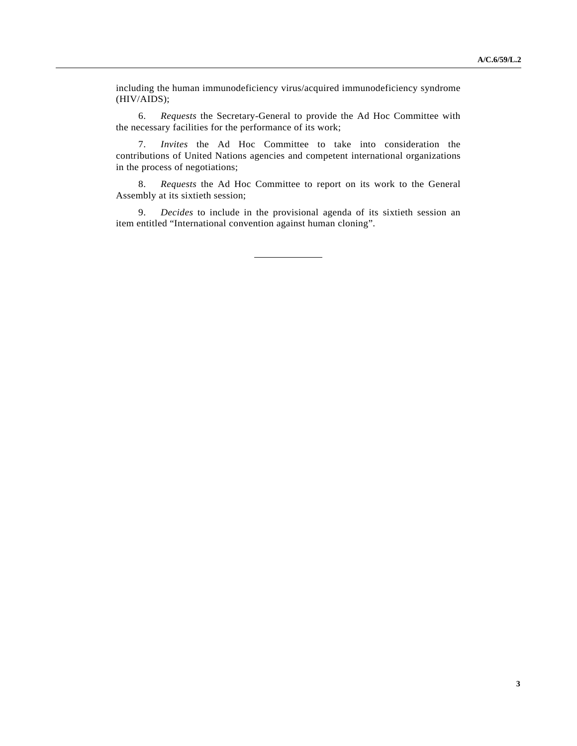including the human immunodeficiency virus/acquired immunodeficiency syndrome (HIV/AIDS);

6. *Requests* the Secretary-General to provide the Ad Hoc Committee with the necessary facilities for the performance of its work;

7. *Invites* the Ad Hoc Committee to take into consideration the contributions of United Nations agencies and competent international organizations in the process of negotiations;

8. *Requests* the Ad Hoc Committee to report on its work to the General Assembly at its sixtieth session;

9. *Decides* to include in the provisional agenda of its sixtieth session an item entitled "International convention against human cloning".